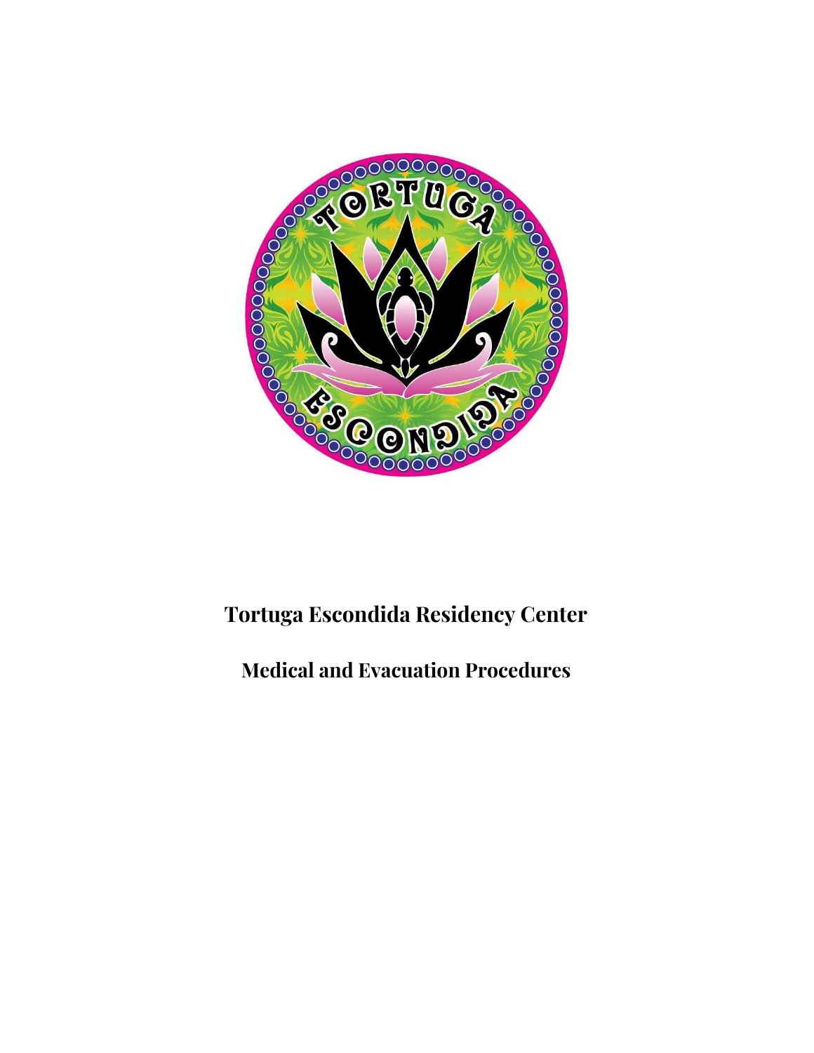# Tortuga Escondida Residency Center

## Medical and Evacuation Procedures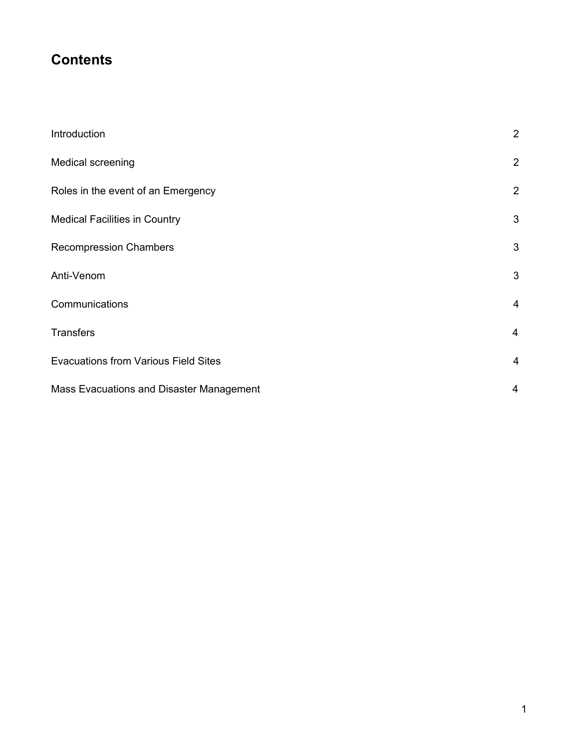# Contents

| | |
|---|---|
| Introduction | 2 |
| Medical screening | 2 |
| Roles in the event of an Emergency | 2 |
| Medical Facilities in Country | 3 |
| Recompression Chambers | 3 |
| Anti-Venom | 3 |
| Communications | 4 |
| Transfers | 4 |
| Evacuations from Various Field Sites | 4 |
| Mass Evacuations and Disaster Management | 4 |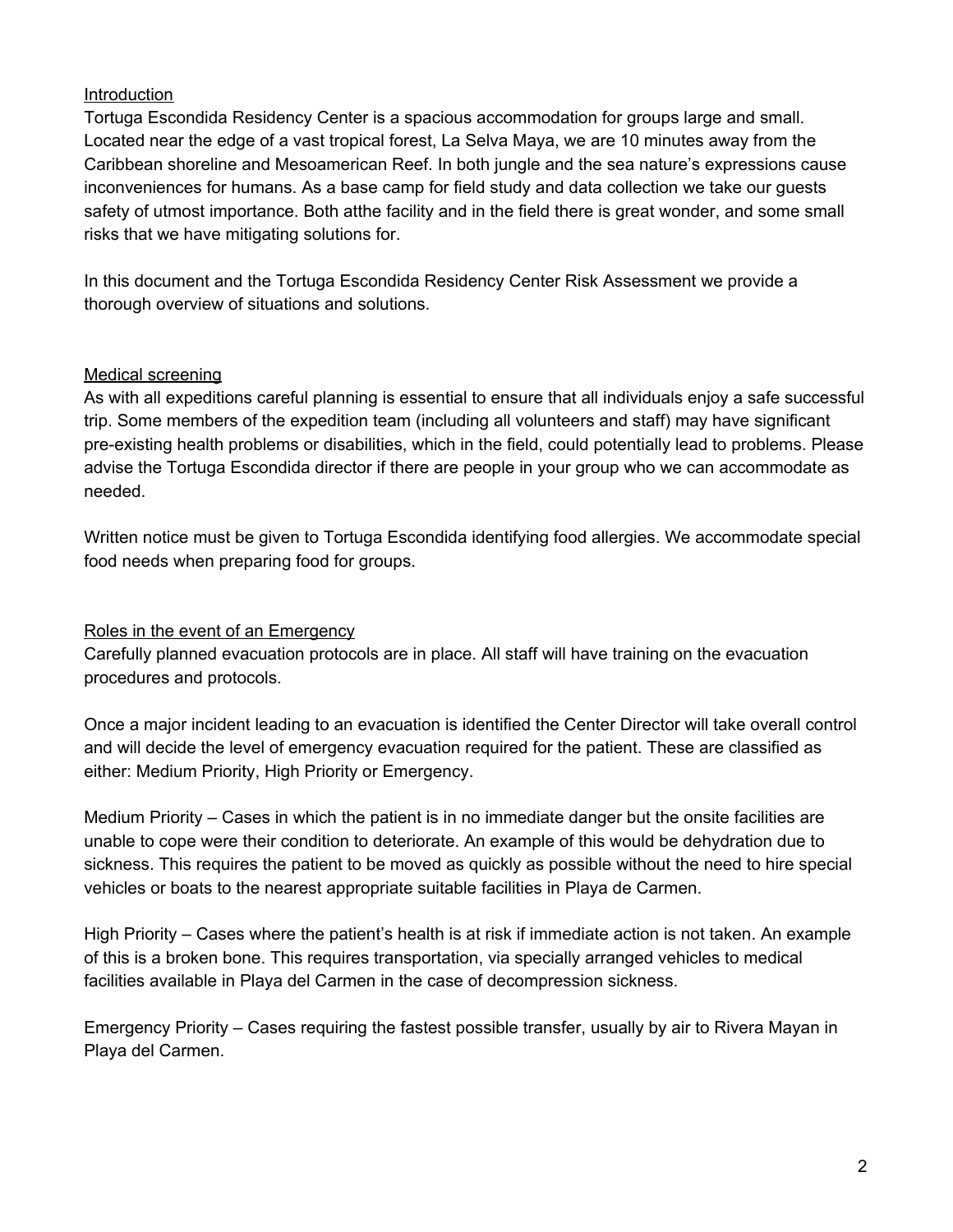## Introduction

Tortuga Escondida Residency Center is a spacious accommodation for groups large and small. Located near the edge of a vast tropical forest, La Selva Maya, we are 10 minutes away from the Caribbean shoreline and Mesoamerican Reef. In both jungle and the sea nature's expressions cause inconveniences for humans. As a base camp for field study and data collection we take our guests safety of utmost importance. Both atthe facility and in the field there is great wonder, and some small risks that we have mitigating solutions for.

In this document and the Tortuga Escondida Residency Center Risk Assessment we provide a thorough overview of situations and solutions.

## Medical screening

As with all expeditions careful planning is essential to ensure that all individuals enjoy a safe successful trip. Some members of the expedition team (including all volunteers and staff) may have significant pre-existing health problems or disabilities, which in the field, could potentially lead to problems. Please advise the Tortuga Escondida director if there are people in your group who we can accommodate as needed.

Written notice must be given to Tortuga Escondida identifying food allergies. We accommodate special food needs when preparing food for groups.

## Roles in the event of an Emergency

Carefully planned evacuation protocols are in place. All staff will have training on the evacuation procedures and protocols.

Once a major incident leading to an evacuation is identified the Center Director will take overall control and will decide the level of emergency evacuation required for the patient. These are classified as either: Medium Priority, High Priority or Emergency.

Medium Priority – Cases in which the patient is in no immediate danger but the onsite facilities are unable to cope were their condition to deteriorate. An example of this would be dehydration due to sickness. This requires the patient to be moved as quickly as possible without the need to hire special vehicles or boats to the nearest appropriate suitable facilities in Playa de Carmen.

High Priority – Cases where the patient's health is at risk if immediate action is not taken. An example of this is a broken bone. This requires transportation, via specially arranged vehicles to medical facilities available in Playa del Carmen in the case of decompression sickness.

Emergency Priority – Cases requiring the fastest possible transfer, usually by air to Rivera Mayan in Playa del Carmen.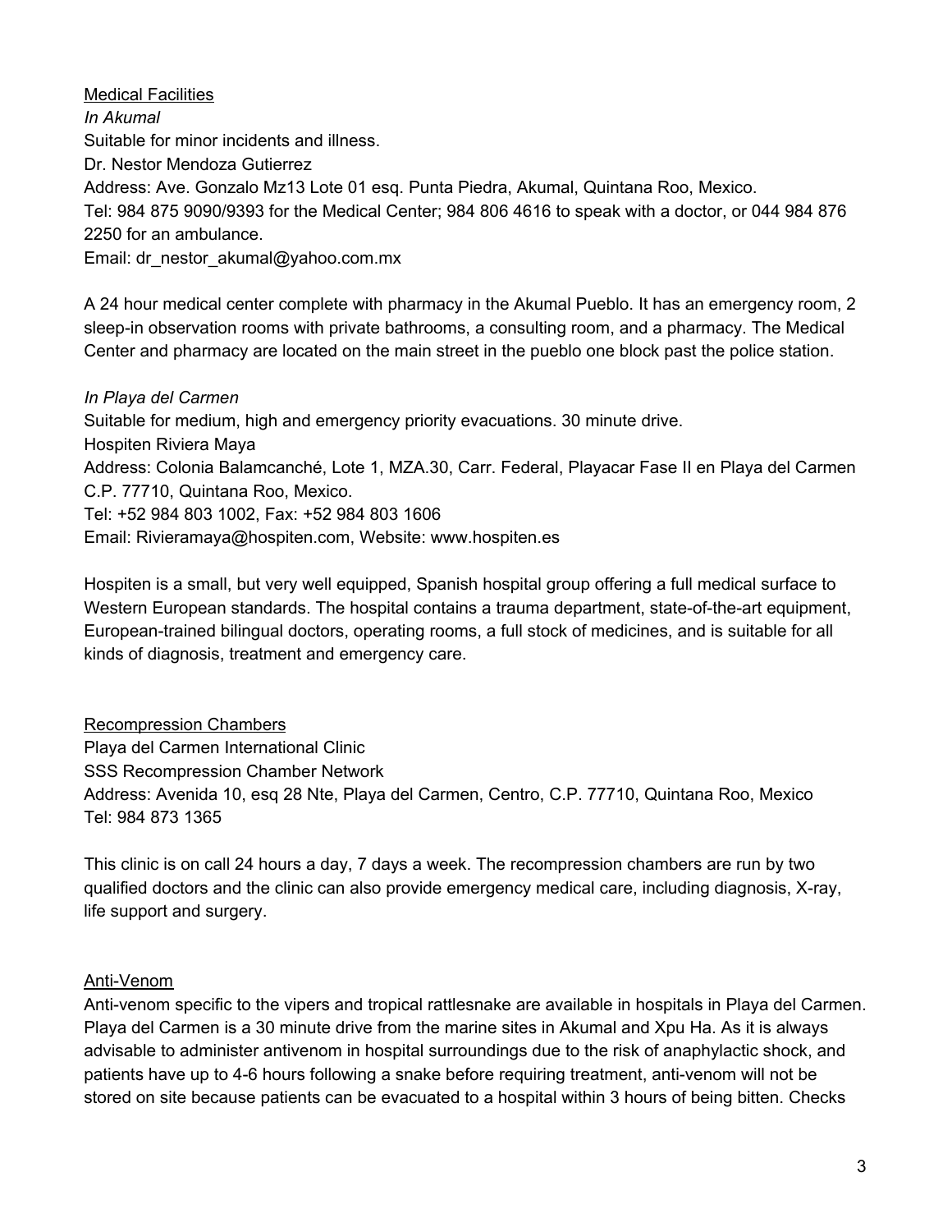<u>Medical Facilities</u>

*In Akumal*

Suitable for minor incidents and illness.
Dr. Nestor Mendoza Gutierrez
Address: Ave. Gonzalo Mz13 Lote 01 esq. Punta Piedra, Akumal, Quintana Roo, Mexico.
Tel: 984 875 9090/9393 for the Medical Center; 984 806 4616 to speak with a doctor, or 044 984 876 2250 for an ambulance.
Email: dr_nestor_akumal@yahoo.com.mx

A 24 hour medical center complete with pharmacy in the Akumal Pueblo. It has an emergency room, 2 sleep-in observation rooms with private bathrooms, a consulting room, and a pharmacy. The Medical Center and pharmacy are located on the main street in the pueblo one block past the police station.

*In Playa del Carmen*

Suitable for medium, high and emergency priority evacuations. 30 minute drive.
Hospiten Riviera Maya
Address: Colonia Balamcanché, Lote 1, MZA.30, Carr. Federal, Playacar Fase II en Playa del Carmen C.P. 77710, Quintana Roo, Mexico.
Tel: +52 984 803 1002, Fax: +52 984 803 1606
Email: Rivieramaya@hospiten.com, Website: www.hospiten.es

Hospiten is a small, but very well equipped, Spanish hospital group offering a full medical surface to Western European standards. The hospital contains a trauma department, state-of-the-art equipment, European-trained bilingual doctors, operating rooms, a full stock of medicines, and is suitable for all kinds of diagnosis, treatment and emergency care.

<u>Recompression Chambers</u>

Playa del Carmen International Clinic
SSS Recompression Chamber Network
Address: Avenida 10, esq 28 Nte, Playa del Carmen, Centro, C.P. 77710, Quintana Roo, Mexico
Tel: 984 873 1365

This clinic is on call 24 hours a day, 7 days a week. The recompression chambers are run by two qualified doctors and the clinic can also provide emergency medical care, including diagnosis, X-ray, life support and surgery.

<u>Anti-Venom</u>

Anti-venom specific to the vipers and tropical rattlesnake are available in hospitals in Playa del Carmen. Playa del Carmen is a 30 minute drive from the marine sites in Akumal and Xpu Ha. As it is always advisable to administer antivenom in hospital surroundings due to the risk of anaphylactic shock, and patients have up to 4-6 hours following a snake before requiring treatment, anti-venom will not be stored on site because patients can be evacuated to a hospital within 3 hours of being bitten. Checks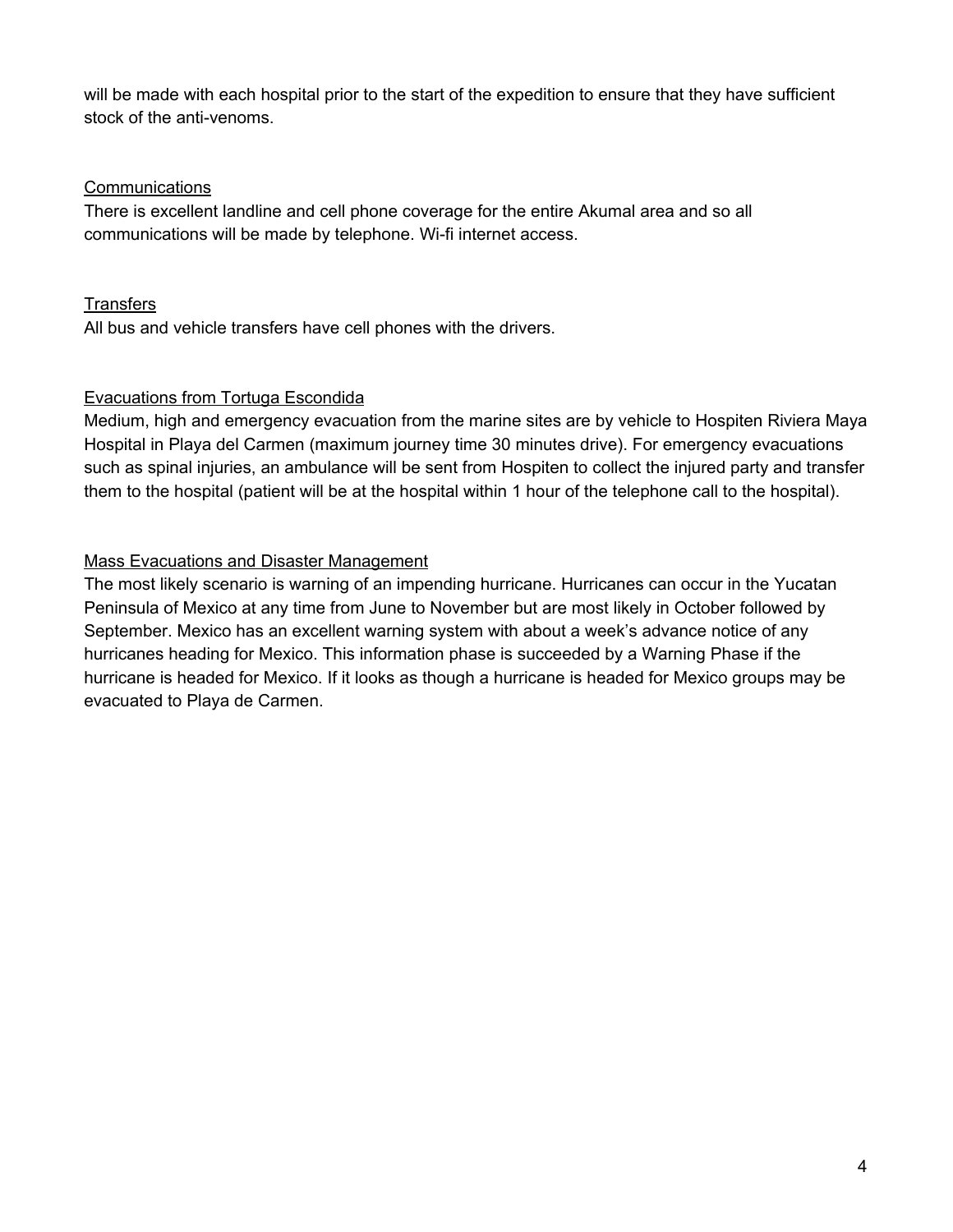will be made with each hospital prior to the start of the expedition to ensure that they have sufficient stock of the anti-venoms.

## Communications

There is excellent landline and cell phone coverage for the entire Akumal area and so all communications will be made by telephone. Wi-fi internet access.

## Transfers

All bus and vehicle transfers have cell phones with the drivers.

## Evacuations from Tortuga Escondida

Medium, high and emergency evacuation from the marine sites are by vehicle to Hospiten Riviera Maya Hospital in Playa del Carmen (maximum journey time 30 minutes drive). For emergency evacuations such as spinal injuries, an ambulance will be sent from Hospiten to collect the injured party and transfer them to the hospital (patient will be at the hospital within 1 hour of the telephone call to the hospital).

## Mass Evacuations and Disaster Management

The most likely scenario is warning of an impending hurricane. Hurricanes can occur in the Yucatan Peninsula of Mexico at any time from June to November but are most likely in October followed by September. Mexico has an excellent warning system with about a week's advance notice of any hurricanes heading for Mexico. This information phase is succeeded by a Warning Phase if the hurricane is headed for Mexico. If it looks as though a hurricane is headed for Mexico groups may be evacuated to Playa de Carmen.